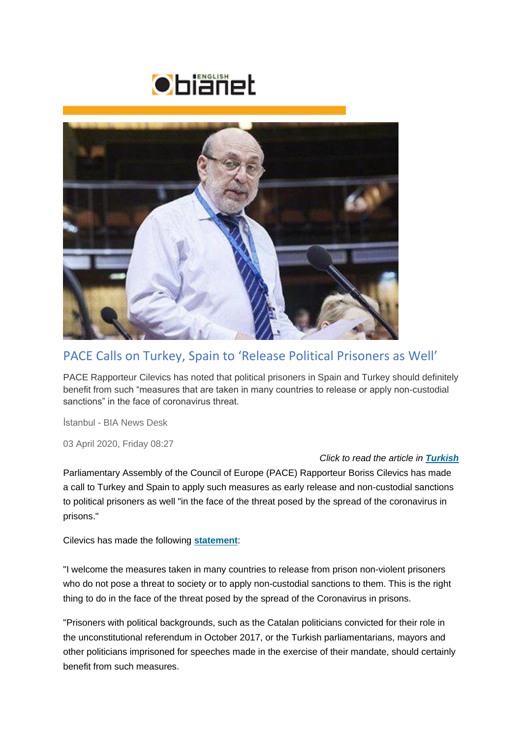# PACE Calls on Turkey, Spain to 'Release Political Prisoners as Well'

PACE Rapporteur Cilevics has noted that political prisoners in Spain and Turkey should definitely benefit from such "measures that are taken in many countries to release or apply non-custodial sanctions" in the face of coronavirus threat.

İstanbul - BIA News Desk

03 April 2020, Friday 08:27

*Click to read the article in* ***Turkish***

Parliamentary Assembly of the Council of Europe (PACE) Rapporteur Boriss Cilevics has made a call to Turkey and Spain to apply such measures as early release and non-custodial sanctions to political prisoners as well "in the face of the threat posed by the spread of the coronavirus in prisons."

Cilevics has made the following **statement**:

"I welcome the measures taken in many countries to release from prison non-violent prisoners who do not pose a threat to society or to apply non-custodial sanctions to them. This is the right thing to do in the face of the threat posed by the spread of the Coronavirus in prisons.

"Prisoners with political backgrounds, such as the Catalan politicians convicted for their role in the unconstitutional referendum in October 2017, or the Turkish parliamentarians, mayors and other politicians imprisoned for speeches made in the exercise of their mandate, should certainly benefit from such measures.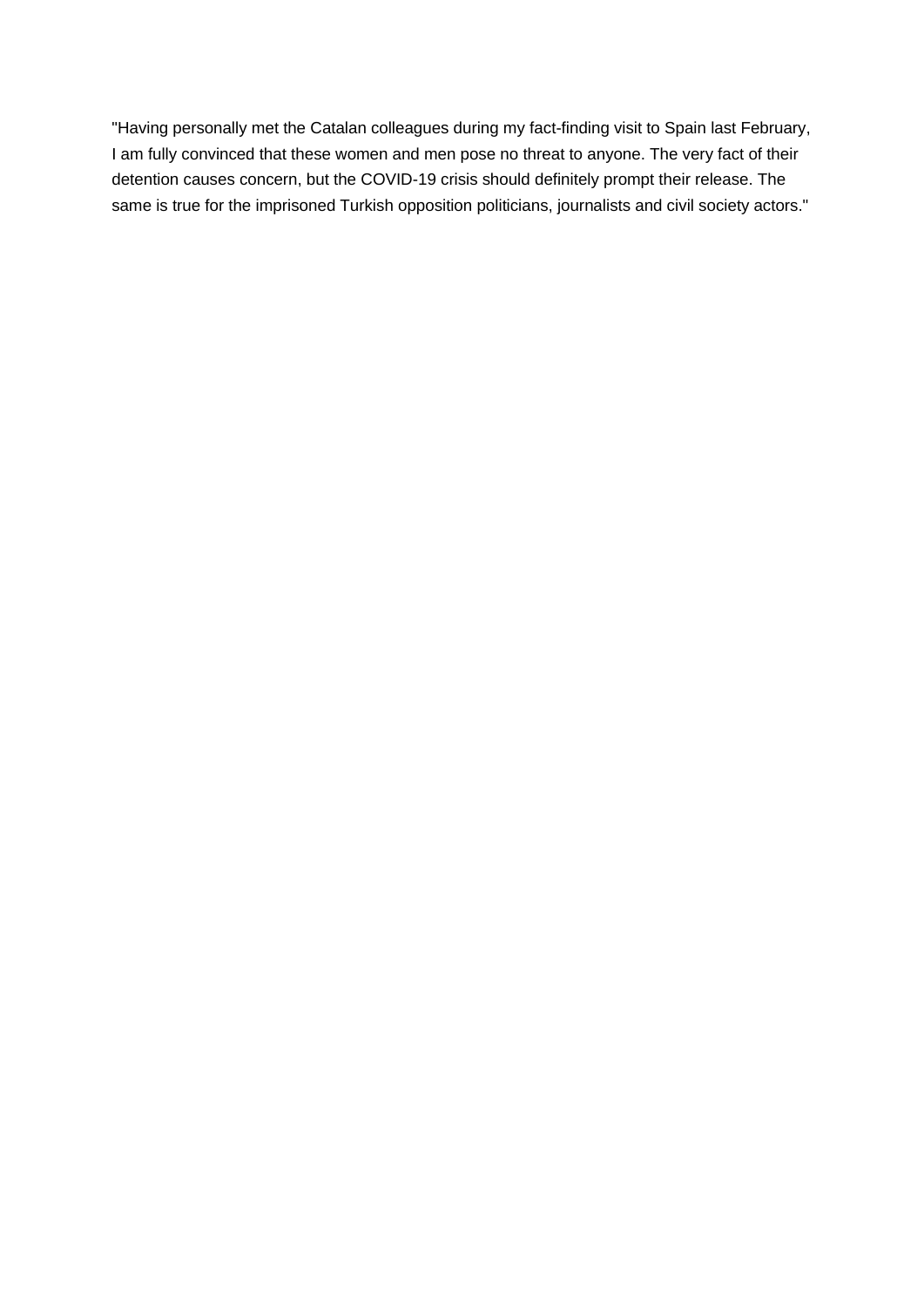"Having personally met the Catalan colleagues during my fact-finding visit to Spain last February, I am fully convinced that these women and men pose no threat to anyone. The very fact of their detention causes concern, but the COVID-19 crisis should definitely prompt their release. The same is true for the imprisoned Turkish opposition politicians, journalists and civil society actors."